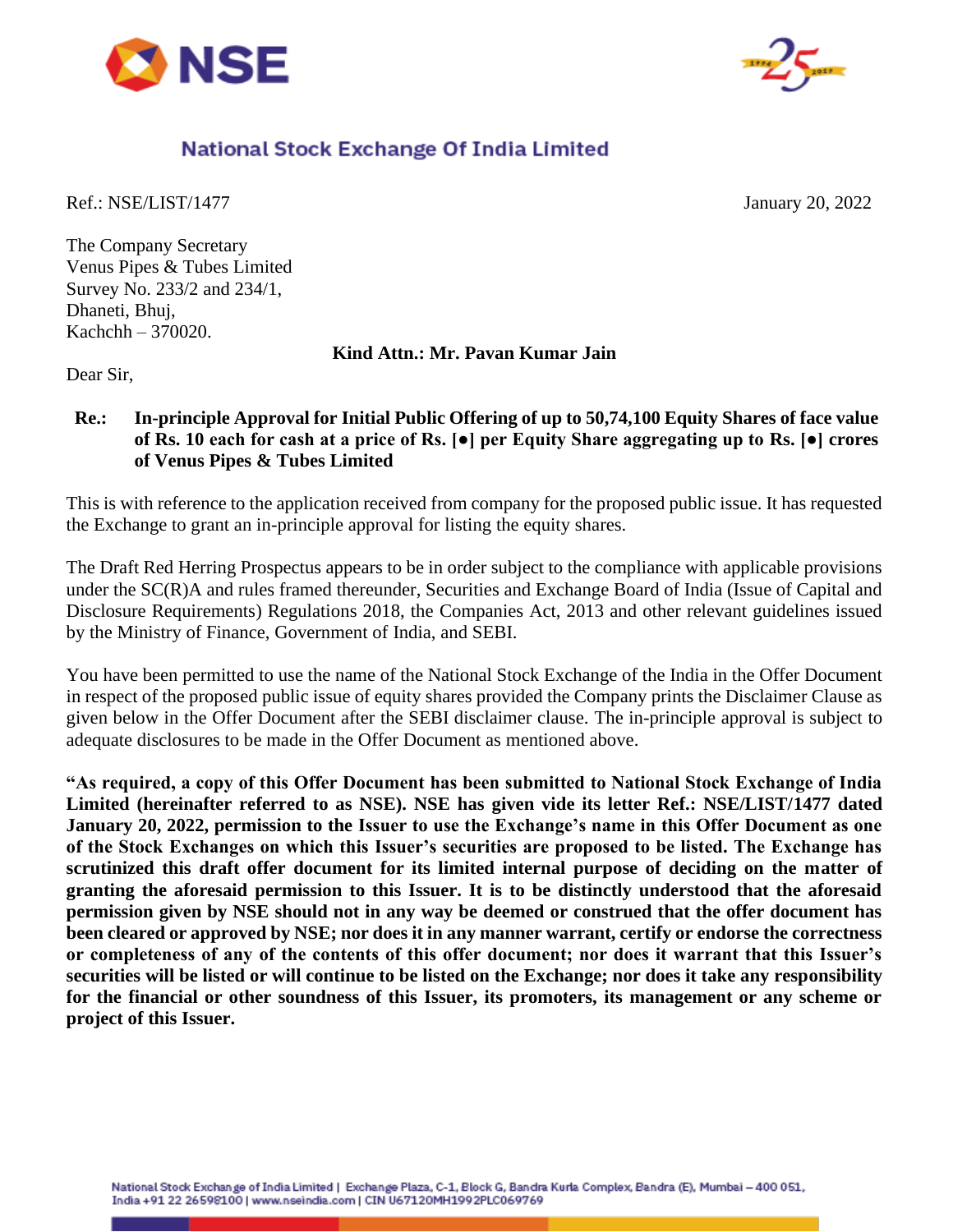# National Stock Exchange Of India Limited

Ref.: NSE/LIST/1477

January 20, 2022

The Company Secretary
Venus Pipes & Tubes Limited
Survey No. 233/2 and 234/1,
Dhaneti, Bhuj,
Kachchh – 370020.

**Kind Attn.: Mr. Pavan Kumar Jain**

Dear Sir,

**Re.: In-principle Approval for Initial Public Offering of up to 50,74,100 Equity Shares of face value of Rs. 10 each for cash at a price of Rs. [●] per Equity Share aggregating up to Rs. [●] crores of Venus Pipes & Tubes Limited**

This is with reference to the application received from company for the proposed public issue. It has requested the Exchange to grant an in-principle approval for listing the equity shares.

The Draft Red Herring Prospectus appears to be in order subject to the compliance with applicable provisions under the SC(R)A and rules framed thereunder, Securities and Exchange Board of India (Issue of Capital and Disclosure Requirements) Regulations 2018, the Companies Act, 2013 and other relevant guidelines issued by the Ministry of Finance, Government of India, and SEBI.

You have been permitted to use the name of the National Stock Exchange of the India in the Offer Document in respect of the proposed public issue of equity shares provided the Company prints the Disclaimer Clause as given below in the Offer Document after the SEBI disclaimer clause. The in-principle approval is subject to adequate disclosures to be made in the Offer Document as mentioned above.

**"As required, a copy of this Offer Document has been submitted to National Stock Exchange of India Limited (hereinafter referred to as NSE). NSE has given vide its letter Ref.: NSE/LIST/1477 dated January 20, 2022, permission to the Issuer to use the Exchange's name in this Offer Document as one of the Stock Exchanges on which this Issuer's securities are proposed to be listed. The Exchange has scrutinized this draft offer document for its limited internal purpose of deciding on the matter of granting the aforesaid permission to this Issuer. It is to be distinctly understood that the aforesaid permission given by NSE should not in any way be deemed or construed that the offer document has been cleared or approved by NSE; nor does it in any manner warrant, certify or endorse the correctness or completeness of any of the contents of this offer document; nor does it warrant that this Issuer's securities will be listed or will continue to be listed on the Exchange; nor does it take any responsibility for the financial or other soundness of this Issuer, its promoters, its management or any scheme or project of this Issuer.**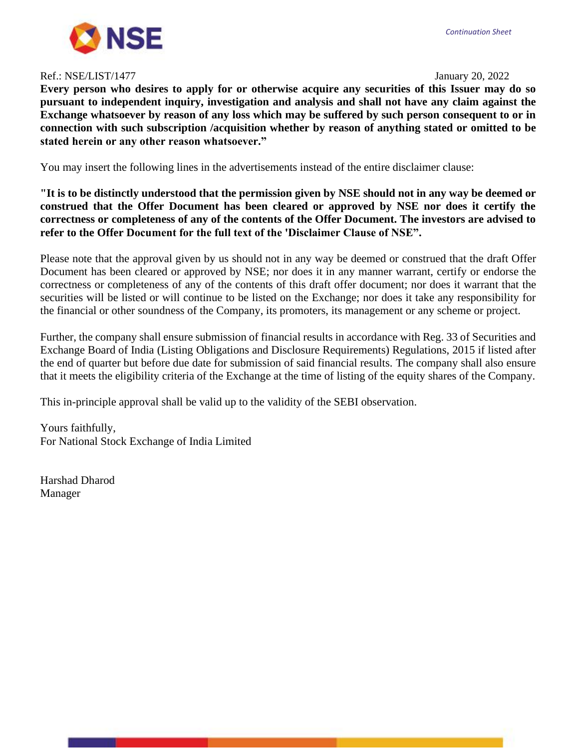Ref.: NSE/LIST/1477 January 20, 2022

**Every person who desires to apply for or otherwise acquire any securities of this Issuer may do so pursuant to independent inquiry, investigation and analysis and shall not have any claim against the Exchange whatsoever by reason of any loss which may be suffered by such person consequent to or in connection with such subscription /acquisition whether by reason of anything stated or omitted to be stated herein or any other reason whatsoever."**

You may insert the following lines in the advertisements instead of the entire disclaimer clause:

**"It is to be distinctly understood that the permission given by NSE should not in any way be deemed or construed that the Offer Document has been cleared or approved by NSE nor does it certify the correctness or completeness of any of the contents of the Offer Document. The investors are advised to refer to the Offer Document for the full text of the 'Disclaimer Clause of NSE".**

Please note that the approval given by us should not in any way be deemed or construed that the draft Offer Document has been cleared or approved by NSE; nor does it in any manner warrant, certify or endorse the correctness or completeness of any of the contents of this draft offer document; nor does it warrant that the securities will be listed or will continue to be listed on the Exchange; nor does it take any responsibility for the financial or other soundness of the Company, its promoters, its management or any scheme or project.

Further, the company shall ensure submission of financial results in accordance with Reg. 33 of Securities and Exchange Board of India (Listing Obligations and Disclosure Requirements) Regulations, 2015 if listed after the end of quarter but before due date for submission of said financial results. The company shall also ensure that it meets the eligibility criteria of the Exchange at the time of listing of the equity shares of the Company.

This in-principle approval shall be valid up to the validity of the SEBI observation.

Yours faithfully,
For National Stock Exchange of India Limited

Harshad Dharod
Manager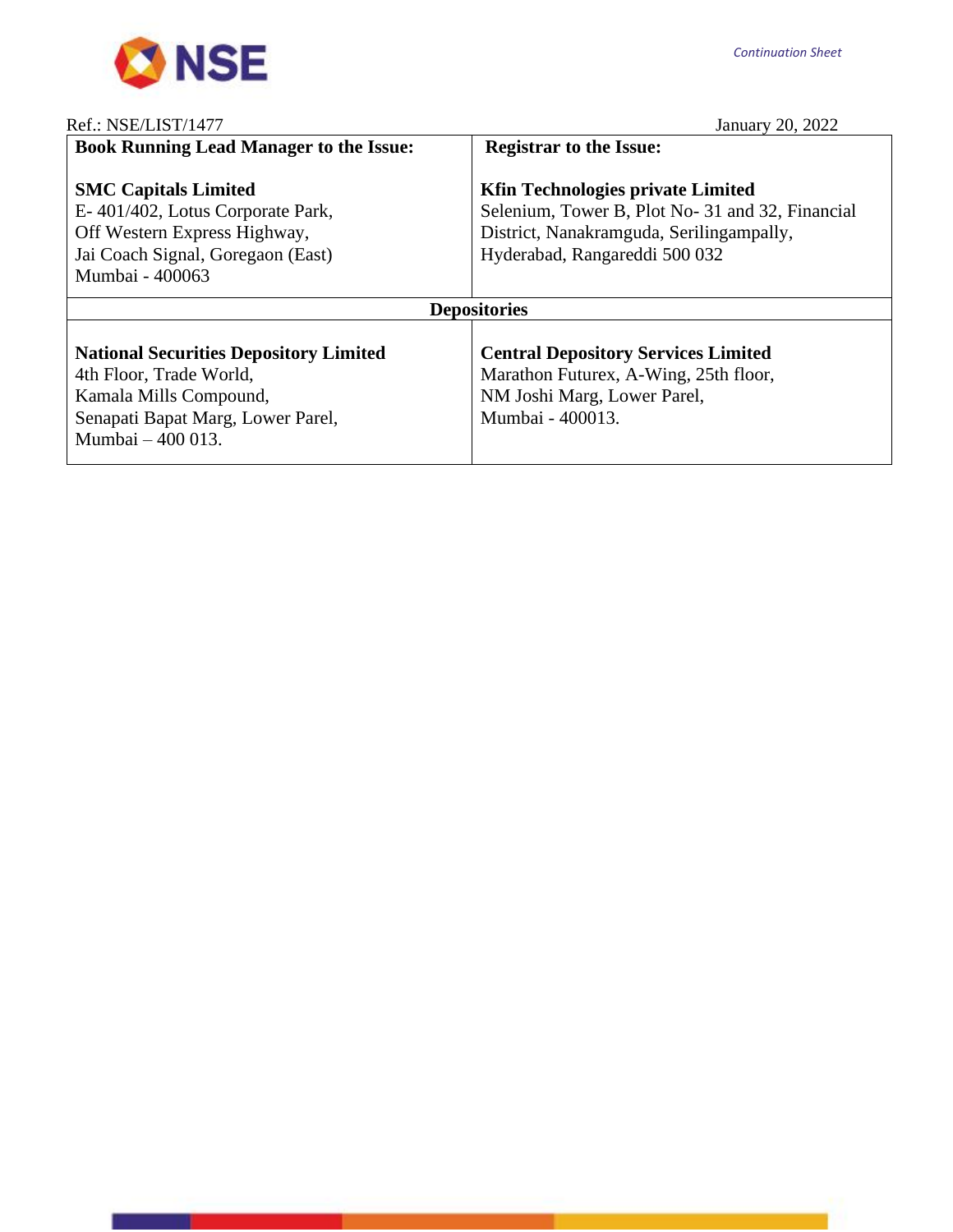Ref.: NSE/LIST/1477 January 20, 2022

| Book Running Lead Manager to the Issue: | Registrar to the Issue: |
|---|---|
| **SMC Capitals Limited**<br>E- 401/402, Lotus Corporate Park,<br>Off Western Express Highway,<br>Jai Coach Signal, Goregaon (East)<br>Mumbai - 400063 | **Kfin Technologies private Limited**<br>Selenium, Tower B, Plot No- 31 and 32, Financial District, Nanakramguda, Serilingampally,<br>Hyderabad, Rangareddi 500 032 |
| **Depositories** | |
| **National Securities Depository Limited**<br>4th Floor, Trade World,<br>Kamala Mills Compound,<br>Senapati Bapat Marg, Lower Parel,<br>Mumbai – 400 013. | **Central Depository Services Limited**<br>Marathon Futurex, A-Wing, 25th floor,<br>NM Joshi Marg, Lower Parel,<br>Mumbai - 400013. |